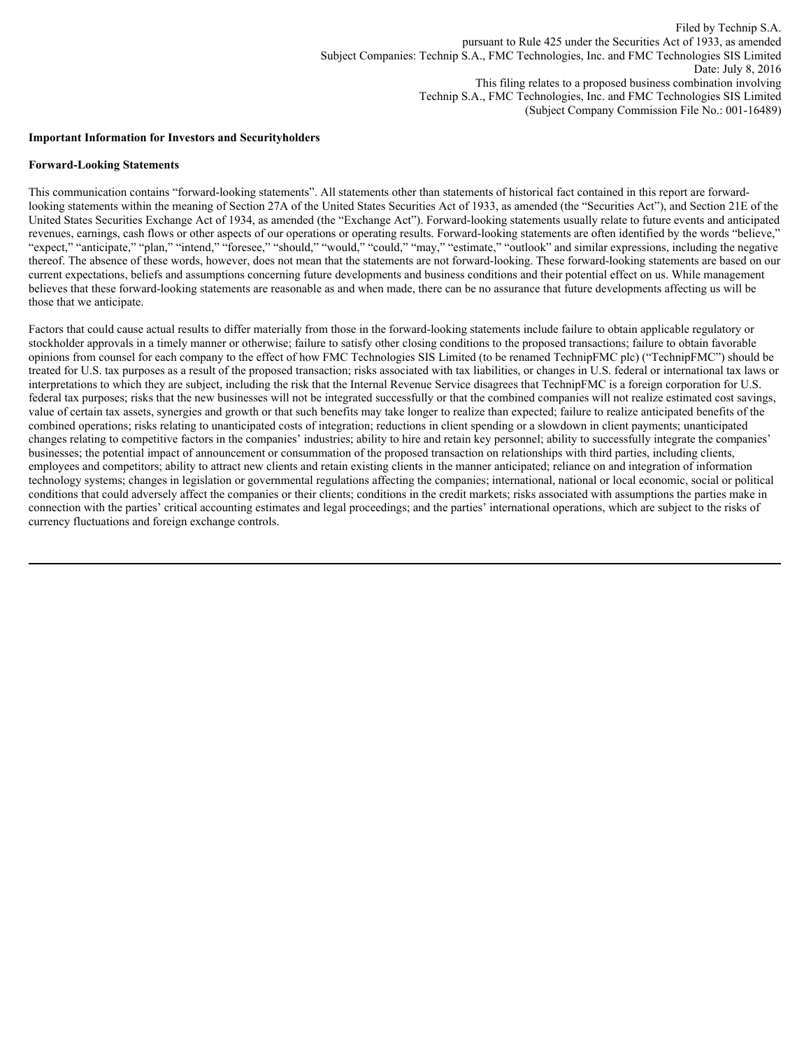Filed by Technip S.A.
pursuant to Rule 425 under the Securities Act of 1933, as amended
Subject Companies: Technip S.A., FMC Technologies, Inc. and FMC Technologies SIS Limited
Date: July 8, 2016
This filing relates to a proposed business combination involving
Technip S.A., FMC Technologies, Inc. and FMC Technologies SIS Limited
(Subject Company Commission File No.: 001-16489)

**Important Information for Investors and Securityholders**

**Forward-Looking Statements**

This communication contains "forward-looking statements". All statements other than statements of historical fact contained in this report are forward-looking statements within the meaning of Section 27A of the United States Securities Act of 1933, as amended (the "Securities Act"), and Section 21E of the United States Securities Exchange Act of 1934, as amended (the "Exchange Act"). Forward-looking statements usually relate to future events and anticipated revenues, earnings, cash flows or other aspects of our operations or operating results. Forward-looking statements are often identified by the words "believe," "expect," "anticipate," "plan," "intend," "foresee," "should," "would," "could," "may," "estimate," "outlook" and similar expressions, including the negative thereof. The absence of these words, however, does not mean that the statements are not forward-looking. These forward-looking statements are based on our current expectations, beliefs and assumptions concerning future developments and business conditions and their potential effect on us. While management believes that these forward-looking statements are reasonable as and when made, there can be no assurance that future developments affecting us will be those that we anticipate.

Factors that could cause actual results to differ materially from those in the forward-looking statements include failure to obtain applicable regulatory or stockholder approvals in a timely manner or otherwise; failure to satisfy other closing conditions to the proposed transactions; failure to obtain favorable opinions from counsel for each company to the effect of how FMC Technologies SIS Limited (to be renamed TechnipFMC plc) ("TechnipFMC") should be treated for U.S. tax purposes as a result of the proposed transaction; risks associated with tax liabilities, or changes in U.S. federal or international tax laws or interpretations to which they are subject, including the risk that the Internal Revenue Service disagrees that TechnipFMC is a foreign corporation for U.S. federal tax purposes; risks that the new businesses will not be integrated successfully or that the combined companies will not realize estimated cost savings, value of certain tax assets, synergies and growth or that such benefits may take longer to realize than expected; failure to realize anticipated benefits of the combined operations; risks relating to unanticipated costs of integration; reductions in client spending or a slowdown in client payments; unanticipated changes relating to competitive factors in the companies' industries; ability to hire and retain key personnel; ability to successfully integrate the companies' businesses; the potential impact of announcement or consummation of the proposed transaction on relationships with third parties, including clients, employees and competitors; ability to attract new clients and retain existing clients in the manner anticipated; reliance on and integration of information technology systems; changes in legislation or governmental regulations affecting the companies; international, national or local economic, social or political conditions that could adversely affect the companies or their clients; conditions in the credit markets; risks associated with assumptions the parties make in connection with the parties' critical accounting estimates and legal proceedings; and the parties' international operations, which are subject to the risks of currency fluctuations and foreign exchange controls.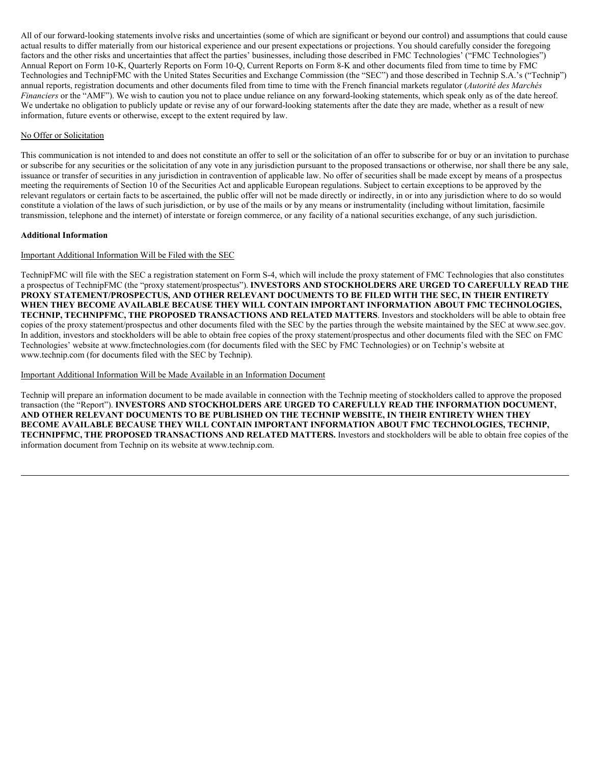All of our forward-looking statements involve risks and uncertainties (some of which are significant or beyond our control) and assumptions that could cause actual results to differ materially from our historical experience and our present expectations or projections. You should carefully consider the foregoing factors and the other risks and uncertainties that affect the parties' businesses, including those described in FMC Technologies' ("FMC Technologies") Annual Report on Form 10-K, Quarterly Reports on Form 10-Q, Current Reports on Form 8-K and other documents filed from time to time by FMC Technologies and TechnipFMC with the United States Securities and Exchange Commission (the "SEC") and those described in Technip S.A.'s ("Technip") annual reports, registration documents and other documents filed from time to time with the French financial markets regulator (*Autorité des Marchés Financiers* or the "AMF"). We wish to caution you not to place undue reliance on any forward-looking statements, which speak only as of the date hereof. We undertake no obligation to publicly update or revise any of our forward-looking statements after the date they are made, whether as a result of new information, future events or otherwise, except to the extent required by law.

<u>No Offer or Solicitation</u>

This communication is not intended to and does not constitute an offer to sell or the solicitation of an offer to subscribe for or buy or an invitation to purchase or subscribe for any securities or the solicitation of any vote in any jurisdiction pursuant to the proposed transactions or otherwise, nor shall there be any sale, issuance or transfer of securities in any jurisdiction in contravention of applicable law. No offer of securities shall be made except by means of a prospectus meeting the requirements of Section 10 of the Securities Act and applicable European regulations. Subject to certain exceptions to be approved by the relevant regulators or certain facts to be ascertained, the public offer will not be made directly or indirectly, in or into any jurisdiction where to do so would constitute a violation of the laws of such jurisdiction, or by use of the mails or by any means or instrumentality (including without limitation, facsimile transmission, telephone and the internet) of interstate or foreign commerce, or any facility of a national securities exchange, of any such jurisdiction.

**Additional Information**

<u>Important Additional Information Will be Filed with the SEC</u>

TechnipFMC will file with the SEC a registration statement on Form S-4, which will include the proxy statement of FMC Technologies that also constitutes a prospectus of TechnipFMC (the "proxy statement/prospectus"). **INVESTORS AND STOCKHOLDERS ARE URGED TO CAREFULLY READ THE PROXY STATEMENT/PROSPECTUS, AND OTHER RELEVANT DOCUMENTS TO BE FILED WITH THE SEC, IN THEIR ENTIRETY WHEN THEY BECOME AVAILABLE BECAUSE THEY WILL CONTAIN IMPORTANT INFORMATION ABOUT FMC TECHNOLOGIES, TECHNIP, TECHNIPFMC, THE PROPOSED TRANSACTIONS AND RELATED MATTERS**. Investors and stockholders will be able to obtain free copies of the proxy statement/prospectus and other documents filed with the SEC by the parties through the website maintained by the SEC at www.sec.gov. In addition, investors and stockholders will be able to obtain free copies of the proxy statement/prospectus and other documents filed with the SEC on FMC Technologies' website at www.fmctechnologies.com (for documents filed with the SEC by FMC Technologies) or on Technip's website at www.technip.com (for documents filed with the SEC by Technip).

<u>Important Additional Information Will be Made Available in an Information Document</u>

Technip will prepare an information document to be made available in connection with the Technip meeting of stockholders called to approve the proposed transaction (the "Report"). **INVESTORS AND STOCKHOLDERS ARE URGED TO CAREFULLY READ THE INFORMATION DOCUMENT, AND OTHER RELEVANT DOCUMENTS TO BE PUBLISHED ON THE TECHNIP WEBSITE, IN THEIR ENTIRETY WHEN THEY BECOME AVAILABLE BECAUSE THEY WILL CONTAIN IMPORTANT INFORMATION ABOUT FMC TECHNOLOGIES, TECHNIP, TECHNIPFMC, THE PROPOSED TRANSACTIONS AND RELATED MATTERS.** Investors and stockholders will be able to obtain free copies of the information document from Technip on its website at www.technip.com.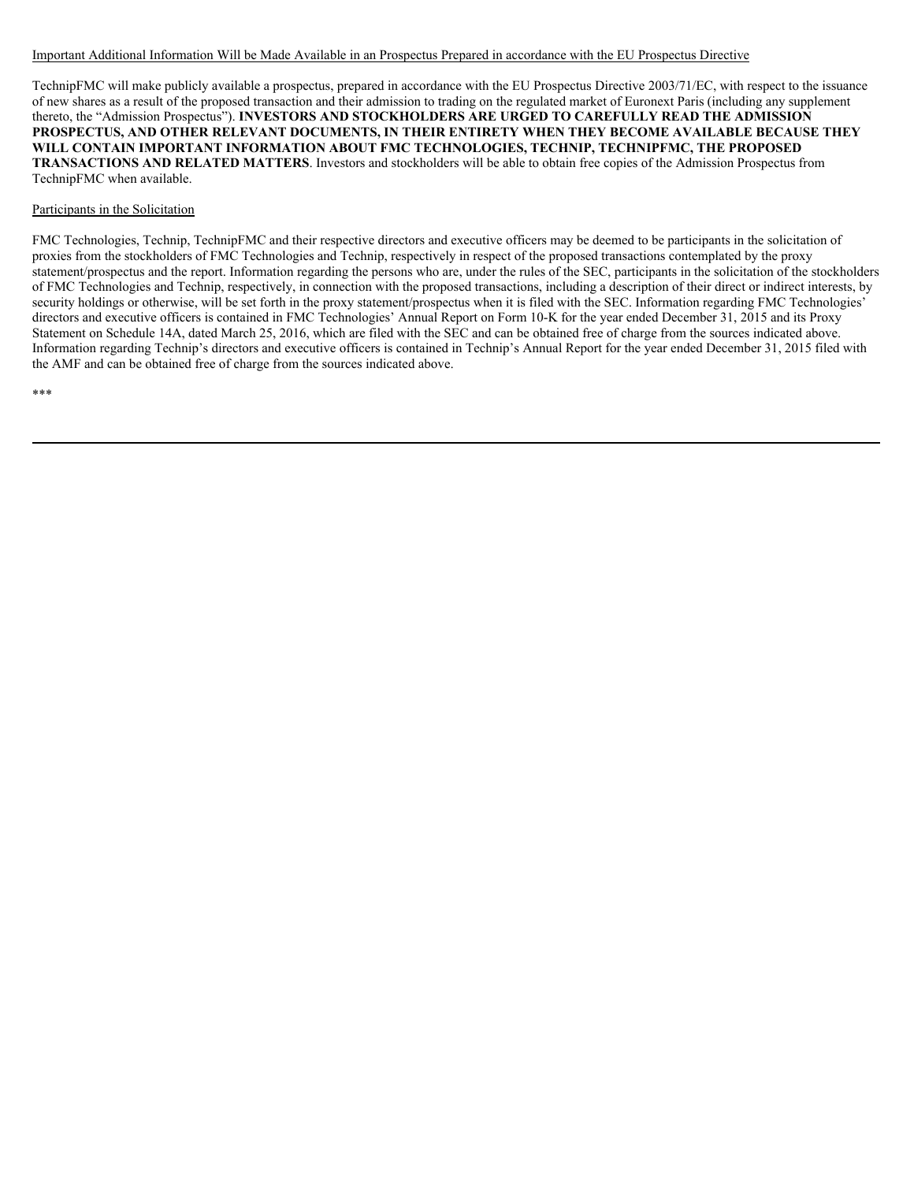Important Additional Information Will be Made Available in an Prospectus Prepared in accordance with the EU Prospectus Directive

TechnipFMC will make publicly available a prospectus, prepared in accordance with the EU Prospectus Directive 2003/71/EC, with respect to the issuance of new shares as a result of the proposed transaction and their admission to trading on the regulated market of Euronext Paris (including any supplement thereto, the "Admission Prospectus"). **INVESTORS AND STOCKHOLDERS ARE URGED TO CAREFULLY READ THE ADMISSION PROSPECTUS, AND OTHER RELEVANT DOCUMENTS, IN THEIR ENTIRETY WHEN THEY BECOME AVAILABLE BECAUSE THEY WILL CONTAIN IMPORTANT INFORMATION ABOUT FMC TECHNOLOGIES, TECHNIP, TECHNIPFMC, THE PROPOSED TRANSACTIONS AND RELATED MATTERS**. Investors and stockholders will be able to obtain free copies of the Admission Prospectus from TechnipFMC when available.

Participants in the Solicitation

FMC Technologies, Technip, TechnipFMC and their respective directors and executive officers may be deemed to be participants in the solicitation of proxies from the stockholders of FMC Technologies and Technip, respectively in respect of the proposed transactions contemplated by the proxy statement/prospectus and the report. Information regarding the persons who are, under the rules of the SEC, participants in the solicitation of the stockholders of FMC Technologies and Technip, respectively, in connection with the proposed transactions, including a description of their direct or indirect interests, by security holdings or otherwise, will be set forth in the proxy statement/prospectus when it is filed with the SEC. Information regarding FMC Technologies' directors and executive officers is contained in FMC Technologies' Annual Report on Form 10-K for the year ended December 31, 2015 and its Proxy Statement on Schedule 14A, dated March 25, 2016, which are filed with the SEC and can be obtained free of charge from the sources indicated above. Information regarding Technip's directors and executive officers is contained in Technip's Annual Report for the year ended December 31, 2015 filed with the AMF and can be obtained free of charge from the sources indicated above.

***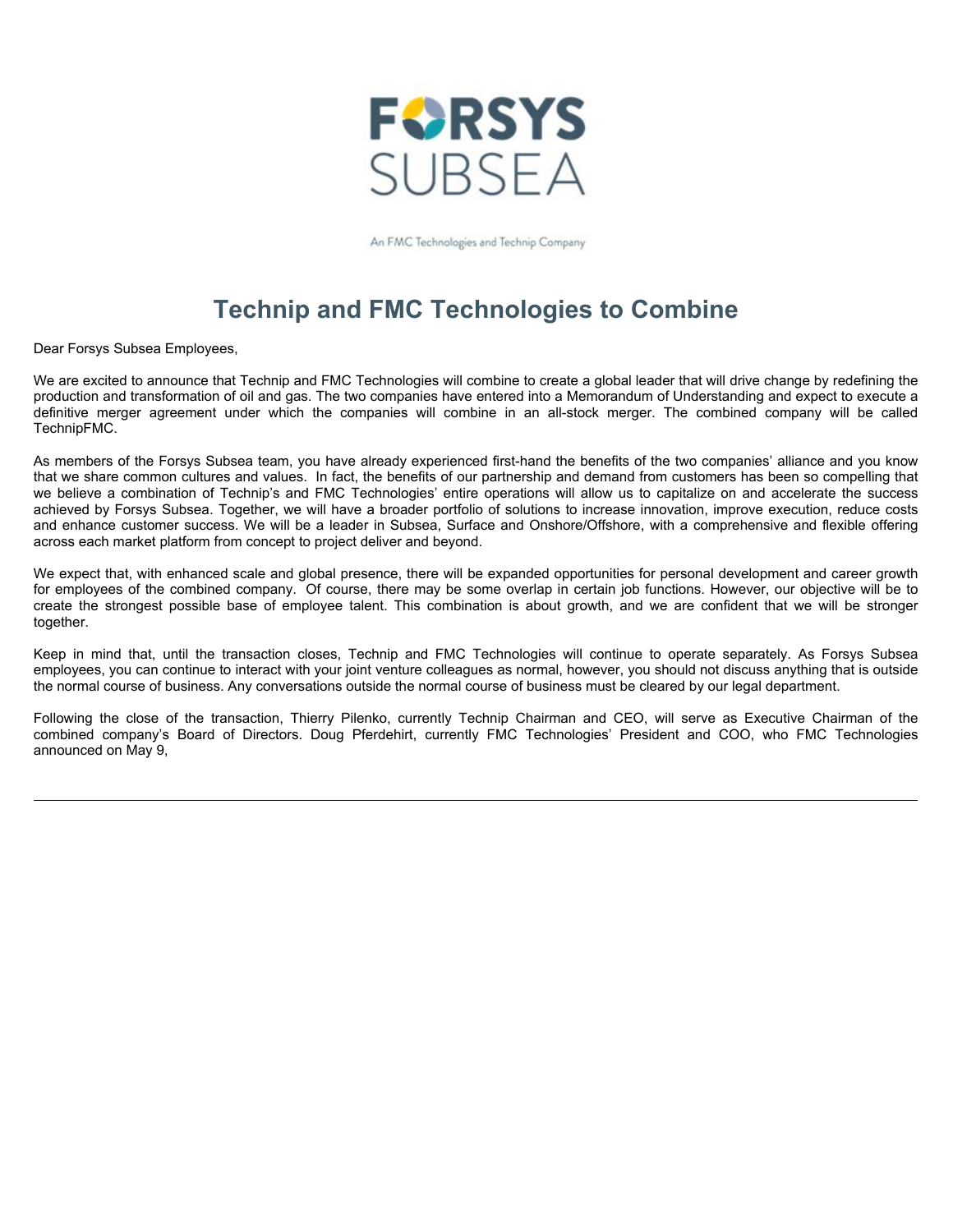FORSYS SUBSEA

An FMC Technologies and Technip Company

# Technip and FMC Technologies to Combine

Dear Forsys Subsea Employees,

We are excited to announce that Technip and FMC Technologies will combine to create a global leader that will drive change by redefining the production and transformation of oil and gas. The two companies have entered into a Memorandum of Understanding and expect to execute a definitive merger agreement under which the companies will combine in an all-stock merger. The combined company will be called TechnipFMC.

As members of the Forsys Subsea team, you have already experienced first-hand the benefits of the two companies' alliance and you know that we share common cultures and values. In fact, the benefits of our partnership and demand from customers has been so compelling that we believe a combination of Technip's and FMC Technologies' entire operations will allow us to capitalize on and accelerate the success achieved by Forsys Subsea. Together, we will have a broader portfolio of solutions to increase innovation, improve execution, reduce costs and enhance customer success. We will be a leader in Subsea, Surface and Onshore/Offshore, with a comprehensive and flexible offering across each market platform from concept to project deliver and beyond.

We expect that, with enhanced scale and global presence, there will be expanded opportunities for personal development and career growth for employees of the combined company. Of course, there may be some overlap in certain job functions. However, our objective will be to create the strongest possible base of employee talent. This combination is about growth, and we are confident that we will be stronger together.

Keep in mind that, until the transaction closes, Technip and FMC Technologies will continue to operate separately. As Forsys Subsea employees, you can continue to interact with your joint venture colleagues as normal, however, you should not discuss anything that is outside the normal course of business. Any conversations outside the normal course of business must be cleared by our legal department.

Following the close of the transaction, Thierry Pilenko, currently Technip Chairman and CEO, will serve as Executive Chairman of the combined company's Board of Directors. Doug Pferdehirt, currently FMC Technologies' President and COO, who FMC Technologies announced on May 9,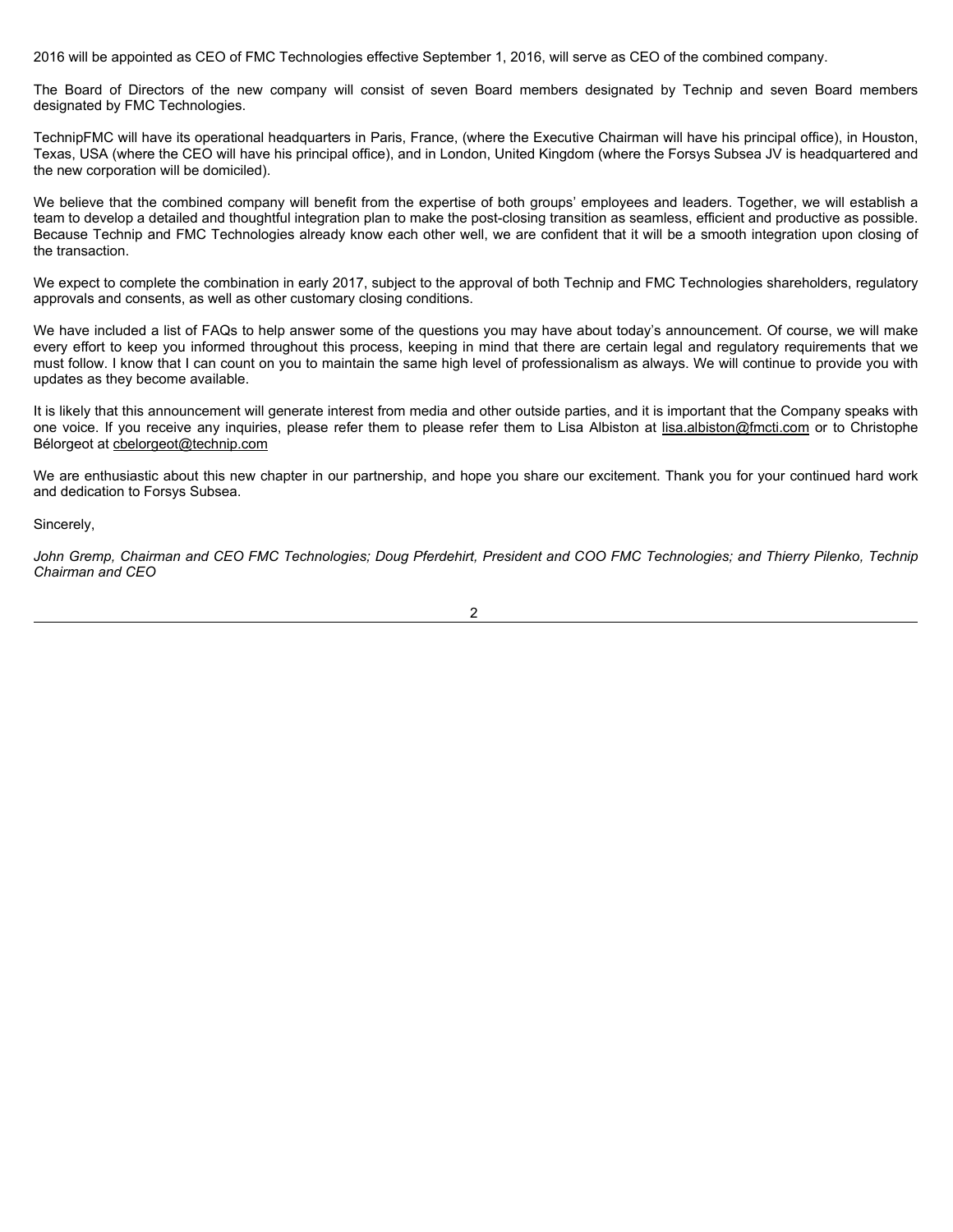2016 will be appointed as CEO of FMC Technologies effective September 1, 2016, will serve as CEO of the combined company.

The Board of Directors of the new company will consist of seven Board members designated by Technip and seven Board members designated by FMC Technologies.

TechnipFMC will have its operational headquarters in Paris, France, (where the Executive Chairman will have his principal office), in Houston, Texas, USA (where the CEO will have his principal office), and in London, United Kingdom (where the Forsys Subsea JV is headquartered and the new corporation will be domiciled).

We believe that the combined company will benefit from the expertise of both groups' employees and leaders. Together, we will establish a team to develop a detailed and thoughtful integration plan to make the post-closing transition as seamless, efficient and productive as possible. Because Technip and FMC Technologies already know each other well, we are confident that it will be a smooth integration upon closing of the transaction.

We expect to complete the combination in early 2017, subject to the approval of both Technip and FMC Technologies shareholders, regulatory approvals and consents, as well as other customary closing conditions.

We have included a list of FAQs to help answer some of the questions you may have about today's announcement. Of course, we will make every effort to keep you informed throughout this process, keeping in mind that there are certain legal and regulatory requirements that we must follow. I know that I can count on you to maintain the same high level of professionalism as always. We will continue to provide you with updates as they become available.

It is likely that this announcement will generate interest from media and other outside parties, and it is important that the Company speaks with one voice. If you receive any inquiries, please refer them to please refer them to Lisa Albiston at lisa.albiston@fmcti.com or to Christophe Bélorgeot at cbelorgeot@technip.com

We are enthusiastic about this new chapter in our partnership, and hope you share our excitement. Thank you for your continued hard work and dedication to Forsys Subsea.

Sincerely,

*John Gremp, Chairman and CEO FMC Technologies; Doug Pferdehirt, President and COO FMC Technologies; and Thierry Pilenko, Technip Chairman and CEO*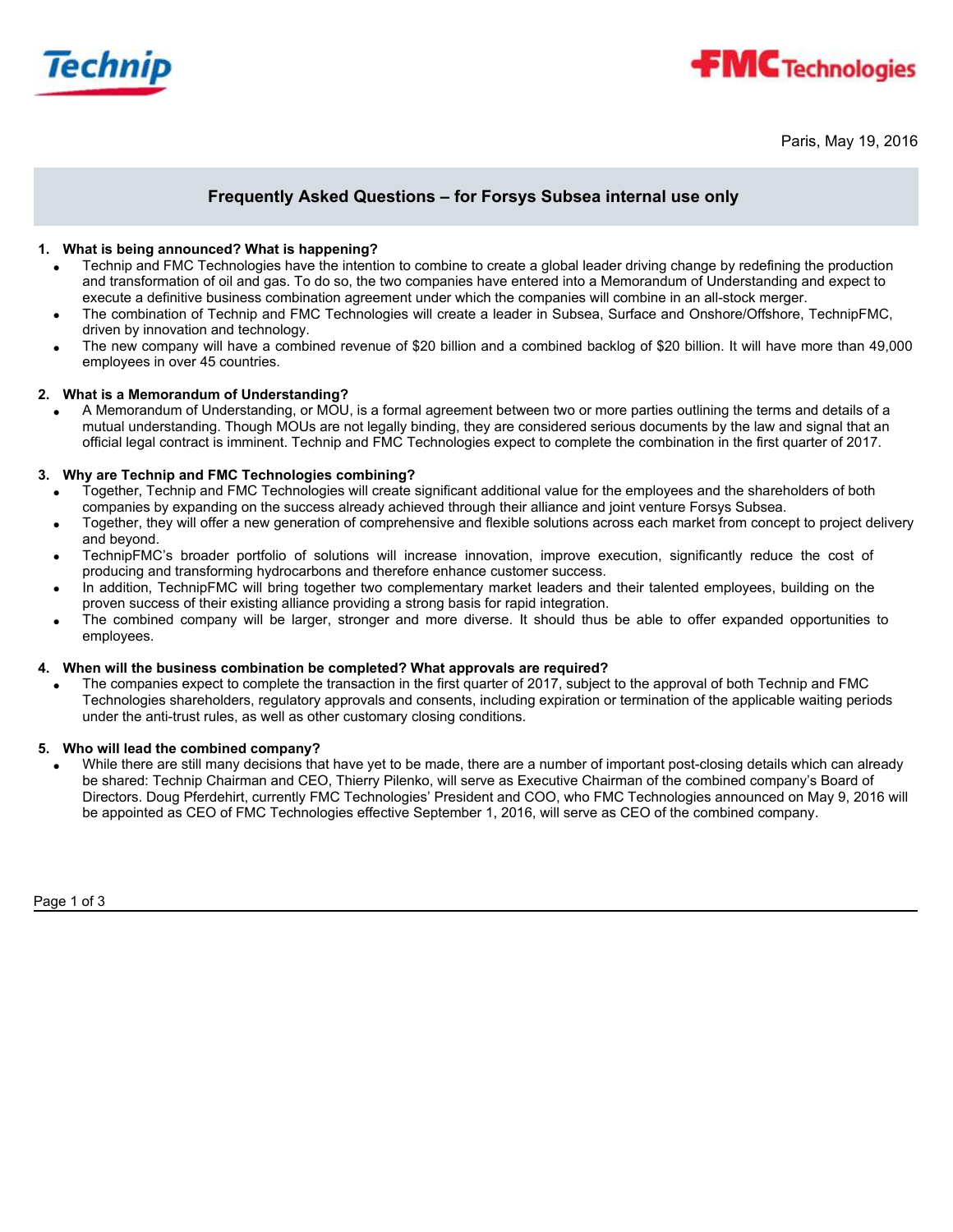Technip

FMC Technologies

Paris, May 19, 2016

## Frequently Asked Questions – for Forsys Subsea internal use only

**1. What is being announced? What is happening?**

- Technip and FMC Technologies have the intention to combine to create a global leader driving change by redefining the production and transformation of oil and gas. To do so, the two companies have entered into a Memorandum of Understanding and expect to execute a definitive business combination agreement under which the companies will combine in an all-stock merger.
- The combination of Technip and FMC Technologies will create a leader in Subsea, Surface and Onshore/Offshore, TechnipFMC, driven by innovation and technology.
- The new company will have a combined revenue of $20 billion and a combined backlog of $20 billion. It will have more than 49,000 employees in over 45 countries.

**2. What is a Memorandum of Understanding?**

- A Memorandum of Understanding, or MOU, is a formal agreement between two or more parties outlining the terms and details of a mutual understanding. Though MOUs are not legally binding, they are considered serious documents by the law and signal that an official legal contract is imminent. Technip and FMC Technologies expect to complete the combination in the first quarter of 2017.

**3. Why are Technip and FMC Technologies combining?**

- Together, Technip and FMC Technologies will create significant additional value for the employees and the shareholders of both companies by expanding on the success already achieved through their alliance and joint venture Forsys Subsea.
- Together, they will offer a new generation of comprehensive and flexible solutions across each market from concept to project delivery and beyond.
- TechnipFMC's broader portfolio of solutions will increase innovation, improve execution, significantly reduce the cost of producing and transforming hydrocarbons and therefore enhance customer success.
- In addition, TechnipFMC will bring together two complementary market leaders and their talented employees, building on the proven success of their existing alliance providing a strong basis for rapid integration.
- The combined company will be larger, stronger and more diverse. It should thus be able to offer expanded opportunities to employees.

**4. When will the business combination be completed? What approvals are required?**

- The companies expect to complete the transaction in the first quarter of 2017, subject to the approval of both Technip and FMC Technologies shareholders, regulatory approvals and consents, including expiration or termination of the applicable waiting periods under the anti-trust rules, as well as other customary closing conditions.

**5. Who will lead the combined company?**

- While there are still many decisions that have yet to be made, there are a number of important post-closing details which can already be shared: Technip Chairman and CEO, Thierry Pilenko, will serve as Executive Chairman of the combined company's Board of Directors. Doug Pferdehirt, currently FMC Technologies' President and COO, who FMC Technologies announced on May 9, 2016 will be appointed as CEO of FMC Technologies effective September 1, 2016, will serve as CEO of the combined company.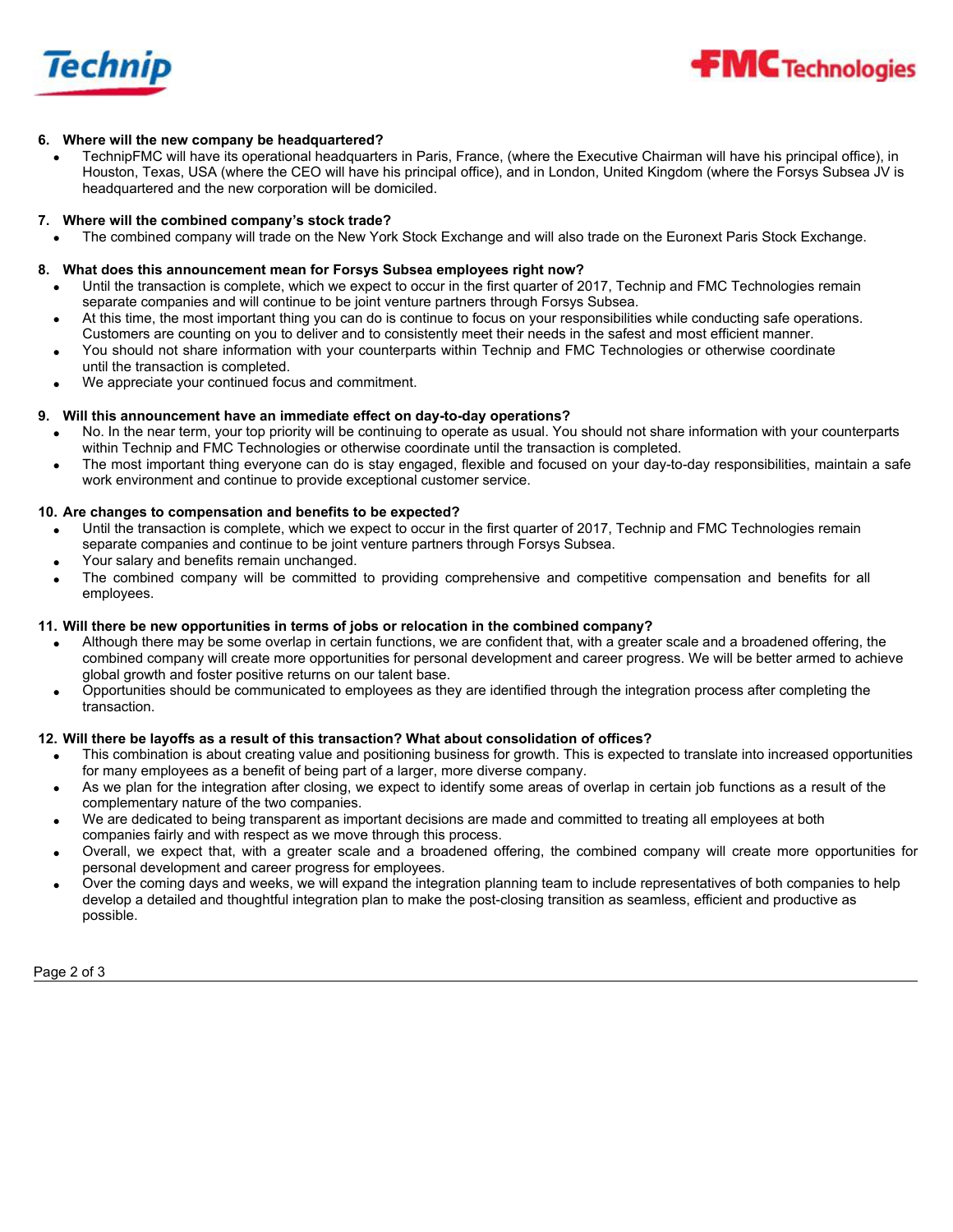**6. Where will the new company be headquartered?**

- TechnipFMC will have its operational headquarters in Paris, France, (where the Executive Chairman will have his principal office), in Houston, Texas, USA (where the CEO will have his principal office), and in London, United Kingdom (where the Forsys Subsea JV is headquartered and the new corporation will be domiciled.

**7. Where will the combined company's stock trade?**

- The combined company will trade on the New York Stock Exchange and will also trade on the Euronext Paris Stock Exchange.

**8. What does this announcement mean for Forsys Subsea employees right now?**

- Until the transaction is complete, which we expect to occur in the first quarter of 2017, Technip and FMC Technologies remain separate companies and will continue to be joint venture partners through Forsys Subsea.
- At this time, the most important thing you can do is continue to focus on your responsibilities while conducting safe operations. Customers are counting on you to deliver and to consistently meet their needs in the safest and most efficient manner.
- You should not share information with your counterparts within Technip and FMC Technologies or otherwise coordinate until the transaction is completed.
- We appreciate your continued focus and commitment.

**9. Will this announcement have an immediate effect on day-to-day operations?**

- No. In the near term, your top priority will be continuing to operate as usual. You should not share information with your counterparts within Technip and FMC Technologies or otherwise coordinate until the transaction is completed.
- The most important thing everyone can do is stay engaged, flexible and focused on your day-to-day responsibilities, maintain a safe work environment and continue to provide exceptional customer service.

**10. Are changes to compensation and benefits to be expected?**

- Until the transaction is complete, which we expect to occur in the first quarter of 2017, Technip and FMC Technologies remain separate companies and continue to be joint venture partners through Forsys Subsea.
- Your salary and benefits remain unchanged.
- The combined company will be committed to providing comprehensive and competitive compensation and benefits for all employees.

**11. Will there be new opportunities in terms of jobs or relocation in the combined company?**

- Although there may be some overlap in certain functions, we are confident that, with a greater scale and a broadened offering, the combined company will create more opportunities for personal development and career progress. We will be better armed to achieve global growth and foster positive returns on our talent base.
- Opportunities should be communicated to employees as they are identified through the integration process after completing the transaction.

**12. Will there be layoffs as a result of this transaction? What about consolidation of offices?**

- This combination is about creating value and positioning business for growth. This is expected to translate into increased opportunities for many employees as a benefit of being part of a larger, more diverse company.
- As we plan for the integration after closing, we expect to identify some areas of overlap in certain job functions as a result of the complementary nature of the two companies.
- We are dedicated to being transparent as important decisions are made and committed to treating all employees at both companies fairly and with respect as we move through this process.
- Overall, we expect that, with a greater scale and a broadened offering, the combined company will create more opportunities for personal development and career progress for employees.
- Over the coming days and weeks, we will expand the integration planning team to include representatives of both companies to help develop a detailed and thoughtful integration plan to make the post-closing transition as seamless, efficient and productive as possible.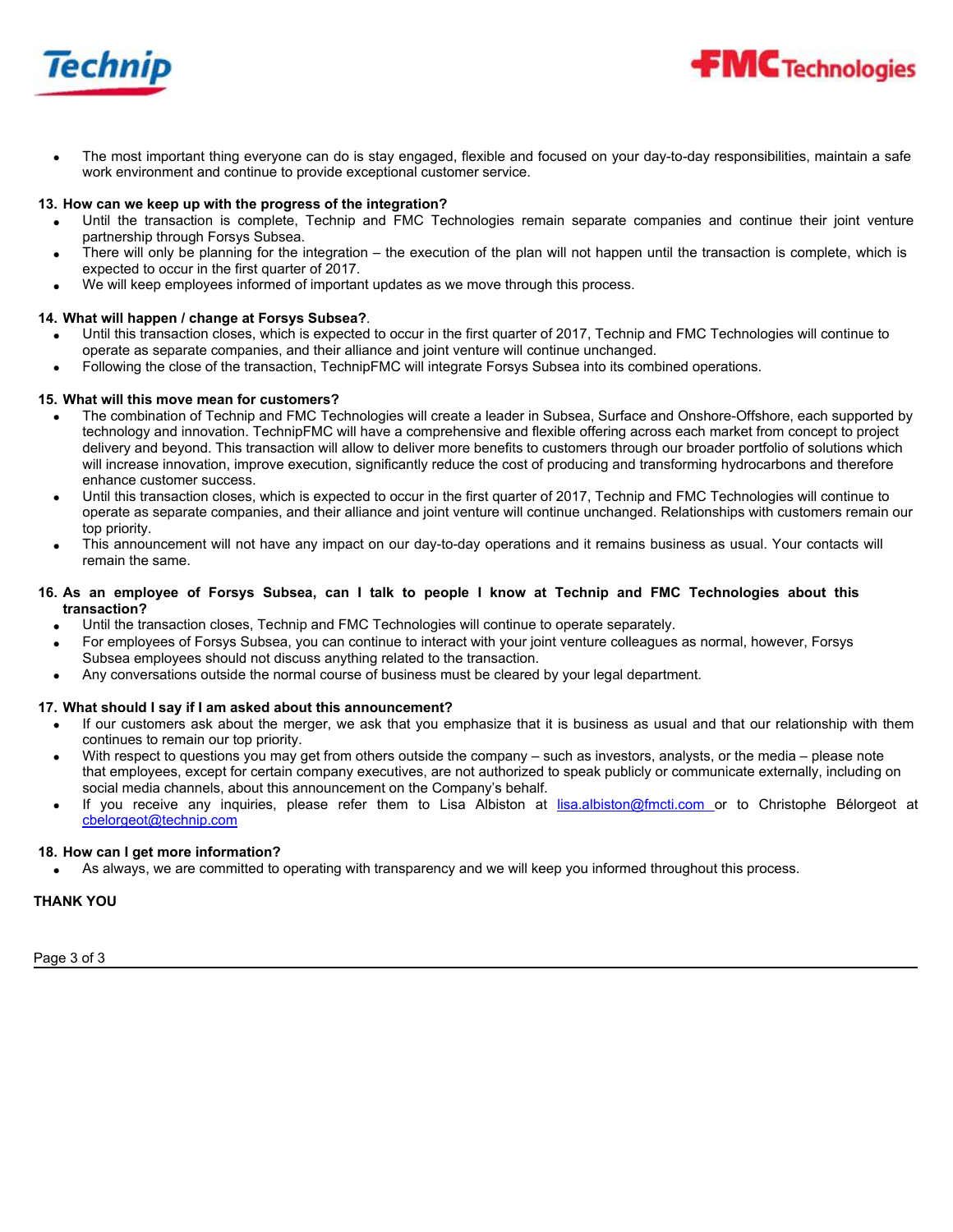- The most important thing everyone can do is stay engaged, flexible and focused on your day-to-day responsibilities, maintain a safe work environment and continue to provide exceptional customer service.

**13. How can we keep up with the progress of the integration?**

- Until the transaction is complete, Technip and FMC Technologies remain separate companies and continue their joint venture partnership through Forsys Subsea.
- There will only be planning for the integration – the execution of the plan will not happen until the transaction is complete, which is expected to occur in the first quarter of 2017.
- We will keep employees informed of important updates as we move through this process.

**14. What will happen / change at Forsys Subsea?**.

- Until this transaction closes, which is expected to occur in the first quarter of 2017, Technip and FMC Technologies will continue to operate as separate companies, and their alliance and joint venture will continue unchanged.
- Following the close of the transaction, TechnipFMC will integrate Forsys Subsea into its combined operations.

**15. What will this move mean for customers?**

- The combination of Technip and FMC Technologies will create a leader in Subsea, Surface and Onshore-Offshore, each supported by technology and innovation. TechnipFMC will have a comprehensive and flexible offering across each market from concept to project delivery and beyond. This transaction will allow to deliver more benefits to customers through our broader portfolio of solutions which will increase innovation, improve execution, significantly reduce the cost of producing and transforming hydrocarbons and therefore enhance customer success.
- Until this transaction closes, which is expected to occur in the first quarter of 2017, Technip and FMC Technologies will continue to operate as separate companies, and their alliance and joint venture will continue unchanged. Relationships with customers remain our top priority.
- This announcement will not have any impact on our day-to-day operations and it remains business as usual. Your contacts will remain the same.

**16. As an employee of Forsys Subsea, can I talk to people I know at Technip and FMC Technologies about this transaction?**

- Until the transaction closes, Technip and FMC Technologies will continue to operate separately.
- For employees of Forsys Subsea, you can continue to interact with your joint venture colleagues as normal, however, Forsys Subsea employees should not discuss anything related to the transaction.
- Any conversations outside the normal course of business must be cleared by your legal department.

**17. What should I say if I am asked about this announcement?**

- If our customers ask about the merger, we ask that you emphasize that it is business as usual and that our relationship with them continues to remain our top priority.
- With respect to questions you may get from others outside the company – such as investors, analysts, or the media – please note that employees, except for certain company executives, are not authorized to speak publicly or communicate externally, including on social media channels, about this announcement on the Company's behalf.
- If you receive any inquiries, please refer them to Lisa Albiston at lisa.albiston@fmcti.com or to Christophe Bélorgeot at cbelorgeot@technip.com

**18. How can I get more information?**

- As always, we are committed to operating with transparency and we will keep you informed throughout this process.

**THANK YOU**